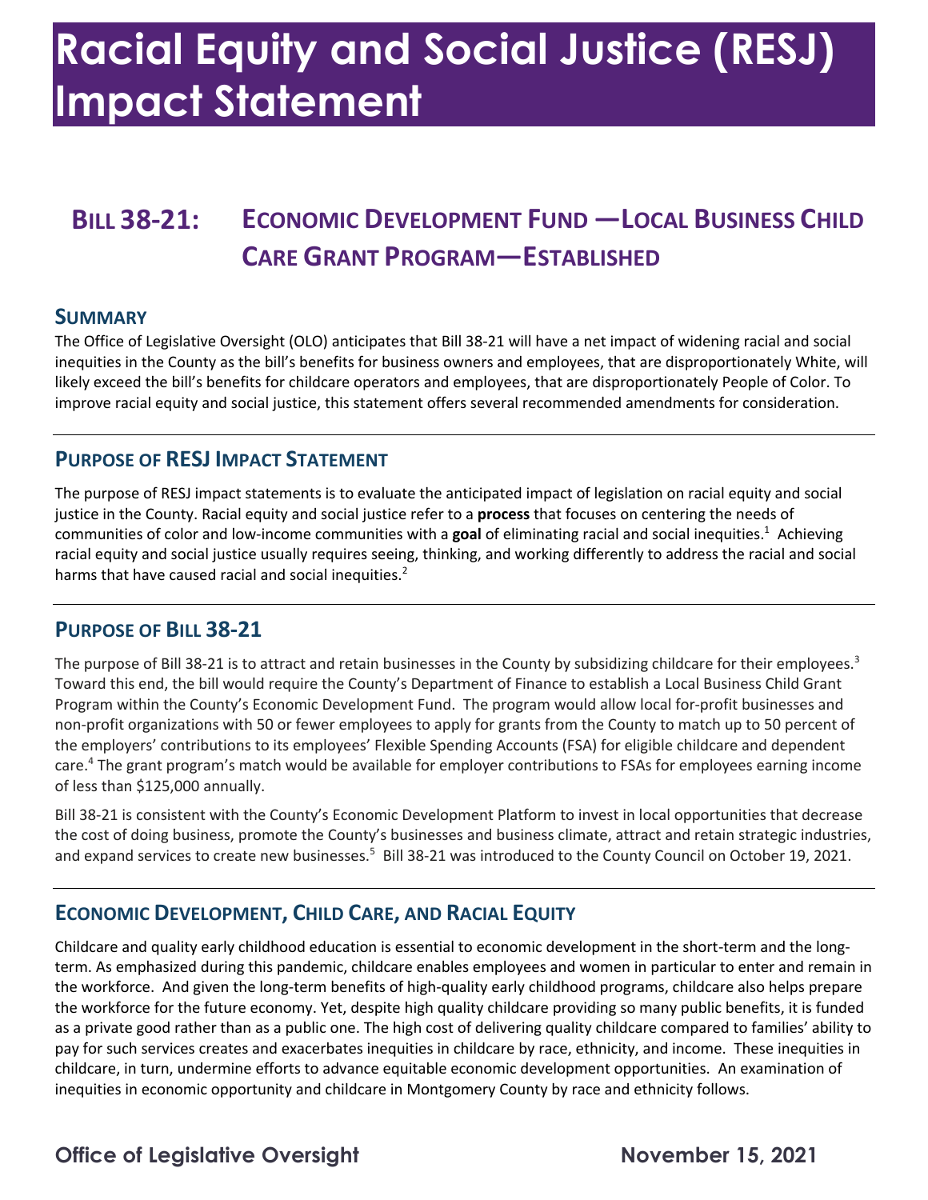# Racial Equity and Social Justice (RESJ) Impact Statement

## BILL 38-21: ECONOMIC DEVELOPMENT FUND —LOCAL BUSINESS CHILD CARE GRANT PROGRAM—ESTABLISHED

### SUMMARY

The Office of Legislative Oversight (OLO) anticipates that Bill 38-21 will have a net impact of widening racial and social inequities in the County as the bill's benefits for business owners and employees, that are disproportionately White, will likely exceed the bill's benefits for childcare operators and employees, that are disproportionately People of Color. To improve racial equity and social justice, this statement offers several recommended amendments for consideration.

### PURPOSE OF RESJ IMPACT STATEMENT

The purpose of RESJ impact statements is to evaluate the anticipated impact of legislation on racial equity and social justice in the County. Racial equity and social justice refer to a **process** that focuses on centering the needs of communities of color and low-income communities with a **goal** of eliminating racial and social inequities.[1] Achieving racial equity and social justice usually requires seeing, thinking, and working differently to address the racial and social harms that have caused racial and social inequities.[2]

### PURPOSE OF BILL 38-21

The purpose of Bill 38-21 is to attract and retain businesses in the County by subsidizing childcare for their employees.[3] Toward this end, the bill would require the County's Department of Finance to establish a Local Business Child Grant Program within the County's Economic Development Fund. The program would allow local for-profit businesses and non-profit organizations with 50 or fewer employees to apply for grants from the County to match up to 50 percent of the employers' contributions to its employees' Flexible Spending Accounts (FSA) for eligible childcare and dependent care.[4] The grant program's match would be available for employer contributions to FSAs for employees earning income of less than $125,000 annually.

Bill 38-21 is consistent with the County's Economic Development Platform to invest in local opportunities that decrease the cost of doing business, promote the County's businesses and business climate, attract and retain strategic industries, and expand services to create new businesses.[5] Bill 38-21 was introduced to the County Council on October 19, 2021.

### ECONOMIC DEVELOPMENT, CHILD CARE, AND RACIAL EQUITY

Childcare and quality early childhood education is essential to economic development in the short-term and the long-term. As emphasized during this pandemic, childcare enables employees and women in particular to enter and remain in the workforce. And given the long-term benefits of high-quality early childhood programs, childcare also helps prepare the workforce for the future economy. Yet, despite high quality childcare providing so many public benefits, it is funded as a private good rather than as a public one. The high cost of delivering quality childcare compared to families' ability to pay for such services creates and exacerbates inequities in childcare by race, ethnicity, and income. These inequities in childcare, in turn, undermine efforts to advance equitable economic development opportunities. An examination of inequities in economic opportunity and childcare in Montgomery County by race and ethnicity follows.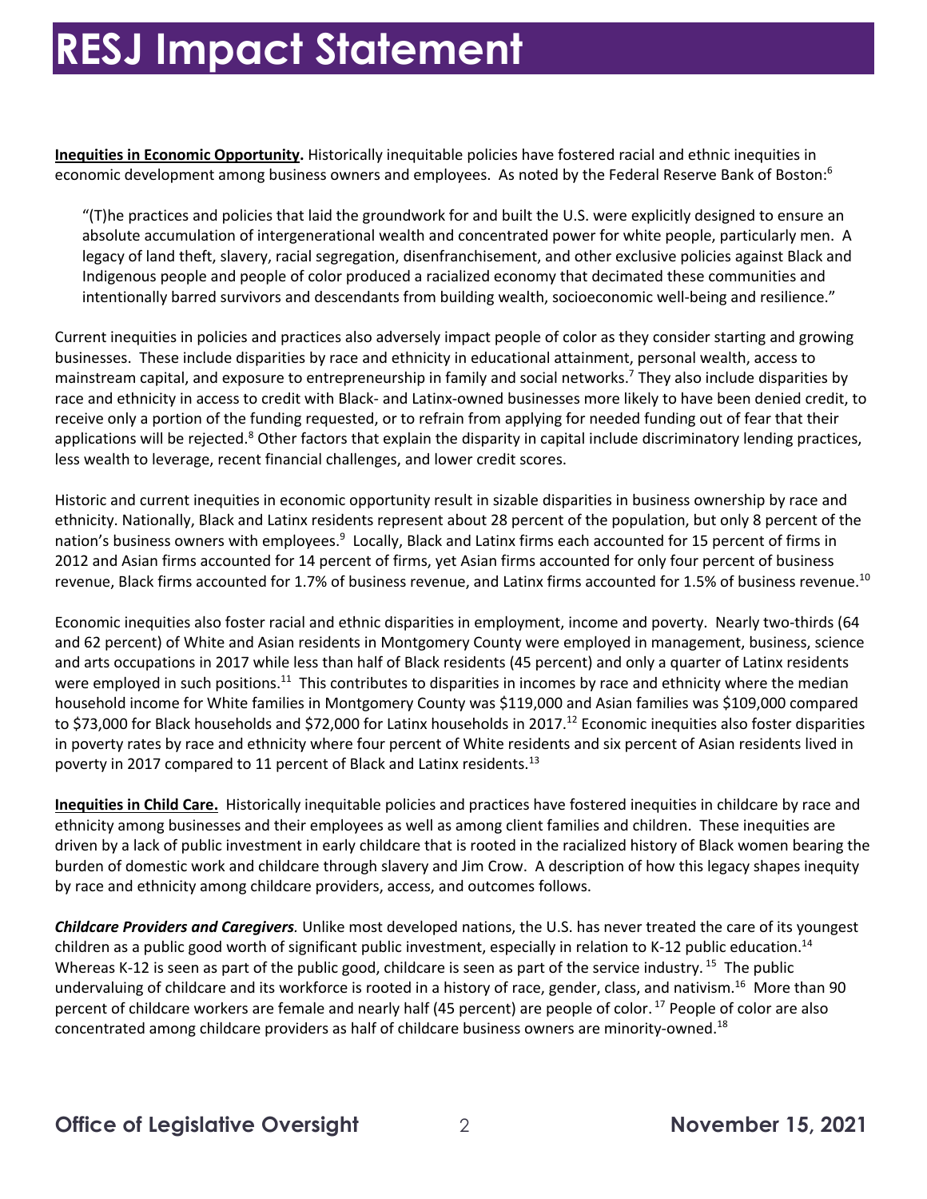**Inequities in Economic Opportunity.** Historically inequitable policies have fostered racial and ethnic inequities in economic development among business owners and employees. As noted by the Federal Reserve Bank of Boston:[6]

> "(T)he practices and policies that laid the groundwork for and built the U.S. were explicitly designed to ensure an absolute accumulation of intergenerational wealth and concentrated power for white people, particularly men. A legacy of land theft, slavery, racial segregation, disenfranchisement, and other exclusive policies against Black and Indigenous people and people of color produced a racialized economy that decimated these communities and intentionally barred survivors and descendants from building wealth, socioeconomic well-being and resilience."

Current inequities in policies and practices also adversely impact people of color as they consider starting and growing businesses. These include disparities by race and ethnicity in educational attainment, personal wealth, access to mainstream capital, and exposure to entrepreneurship in family and social networks.[7] They also include disparities by race and ethnicity in access to credit with Black- and Latinx-owned businesses more likely to have been denied credit, to receive only a portion of the funding requested, or to refrain from applying for needed funding out of fear that their applications will be rejected.[8] Other factors that explain the disparity in capital include discriminatory lending practices, less wealth to leverage, recent financial challenges, and lower credit scores.

Historic and current inequities in economic opportunity result in sizable disparities in business ownership by race and ethnicity. Nationally, Black and Latinx residents represent about 28 percent of the population, but only 8 percent of the nation's business owners with employees.[9] Locally, Black and Latinx firms each accounted for 15 percent of firms in 2012 and Asian firms accounted for 14 percent of firms, yet Asian firms accounted for only four percent of business revenue, Black firms accounted for 1.7% of business revenue, and Latinx firms accounted for 1.5% of business revenue.[10]

Economic inequities also foster racial and ethnic disparities in employment, income and poverty. Nearly two-thirds (64 and 62 percent) of White and Asian residents in Montgomery County were employed in management, business, science and arts occupations in 2017 while less than half of Black residents (45 percent) and only a quarter of Latinx residents were employed in such positions.[11] This contributes to disparities in incomes by race and ethnicity where the median household income for White families in Montgomery County was $119,000 and Asian families was $109,000 compared to $73,000 for Black households and $72,000 for Latinx households in 2017.[12] Economic inequities also foster disparities in poverty rates by race and ethnicity where four percent of White residents and six percent of Asian residents lived in poverty in 2017 compared to 11 percent of Black and Latinx residents.[13]

**Inequities in Child Care.** Historically inequitable policies and practices have fostered inequities in childcare by race and ethnicity among businesses and their employees as well as among client families and children. These inequities are driven by a lack of public investment in early childcare that is rooted in the racialized history of Black women bearing the burden of domestic work and childcare through slavery and Jim Crow. A description of how this legacy shapes inequity by race and ethnicity among childcare providers, access, and outcomes follows.

***Childcare Providers and Caregivers.*** Unlike most developed nations, the U.S. has never treated the care of its youngest children as a public good worth of significant public investment, especially in relation to K-12 public education.[14] Whereas K-12 is seen as part of the public good, childcare is seen as part of the service industry.[15] The public undervaluing of childcare and its workforce is rooted in a history of race, gender, class, and nativism.[16] More than 90 percent of childcare workers are female and nearly half (45 percent) are people of color.[17] People of color are also concentrated among childcare providers as half of childcare business owners are minority-owned.[18]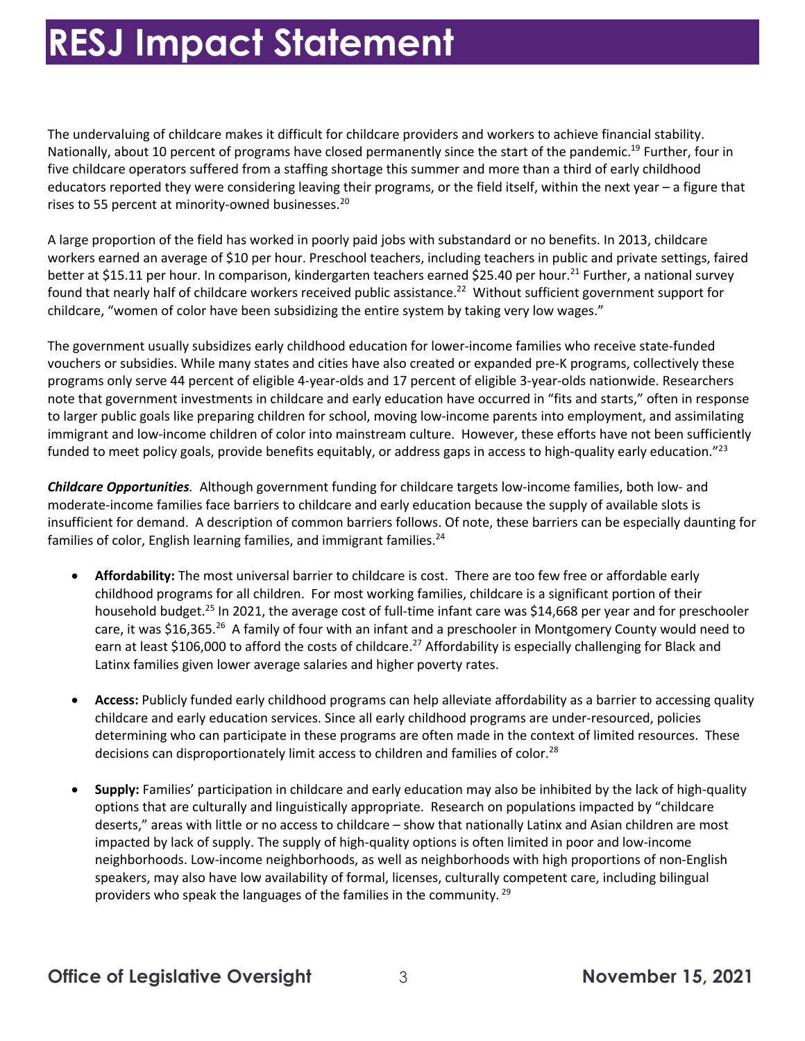The undervaluing of childcare makes it difficult for childcare providers and workers to achieve financial stability. Nationally, about 10 percent of programs have closed permanently since the start of the pandemic.[19] Further, four in five childcare operators suffered from a staffing shortage this summer and more than a third of early childhood educators reported they were considering leaving their programs, or the field itself, within the next year – a figure that rises to 55 percent at minority-owned businesses.[20]

A large proportion of the field has worked in poorly paid jobs with substandard or no benefits. In 2013, childcare workers earned an average of $10 per hour. Preschool teachers, including teachers in public and private settings, faired better at $15.11 per hour. In comparison, kindergarten teachers earned $25.40 per hour.[21] Further, a national survey found that nearly half of childcare workers received public assistance.[22] Without sufficient government support for childcare, "women of color have been subsidizing the entire system by taking very low wages."

The government usually subsidizes early childhood education for lower-income families who receive state-funded vouchers or subsidies. While many states and cities have also created or expanded pre-K programs, collectively these programs only serve 44 percent of eligible 4-year-olds and 17 percent of eligible 3-year-olds nationwide. Researchers note that government investments in childcare and early education have occurred in "fits and starts," often in response to larger public goals like preparing children for school, moving low-income parents into employment, and assimilating immigrant and low-income children of color into mainstream culture. However, these efforts have not been sufficiently funded to meet policy goals, provide benefits equitably, or address gaps in access to high-quality early education."[23]

***Childcare Opportunities***. Although government funding for childcare targets low-income families, both low- and moderate-income families face barriers to childcare and early education because the supply of available slots is insufficient for demand. A description of common barriers follows. Of note, these barriers can be especially daunting for families of color, English learning families, and immigrant families.[24]

- **Affordability:** The most universal barrier to childcare is cost. There are too few free or affordable early childhood programs for all children. For most working families, childcare is a significant portion of their household budget.[25] In 2021, the average cost of full-time infant care was $14,668 per year and for preschooler care, it was $16,365.[26] A family of four with an infant and a preschooler in Montgomery County would need to earn at least $106,000 to afford the costs of childcare.[27] Affordability is especially challenging for Black and Latinx families given lower average salaries and higher poverty rates.

- **Access:** Publicly funded early childhood programs can help alleviate affordability as a barrier to accessing quality childcare and early education services. Since all early childhood programs are under-resourced, policies determining who can participate in these programs are often made in the context of limited resources. These decisions can disproportionately limit access to children and families of color.[28]

- **Supply:** Families' participation in childcare and early education may also be inhibited by the lack of high-quality options that are culturally and linguistically appropriate. Research on populations impacted by "childcare deserts," areas with little or no access to childcare – show that nationally Latinx and Asian children are most impacted by lack of supply. The supply of high-quality options is often limited in poor and low-income neighborhoods. Low-income neighborhoods, as well as neighborhoods with high proportions of non-English speakers, may also have low availability of formal, licenses, culturally competent care, including bilingual providers who speak the languages of the families in the community.[29]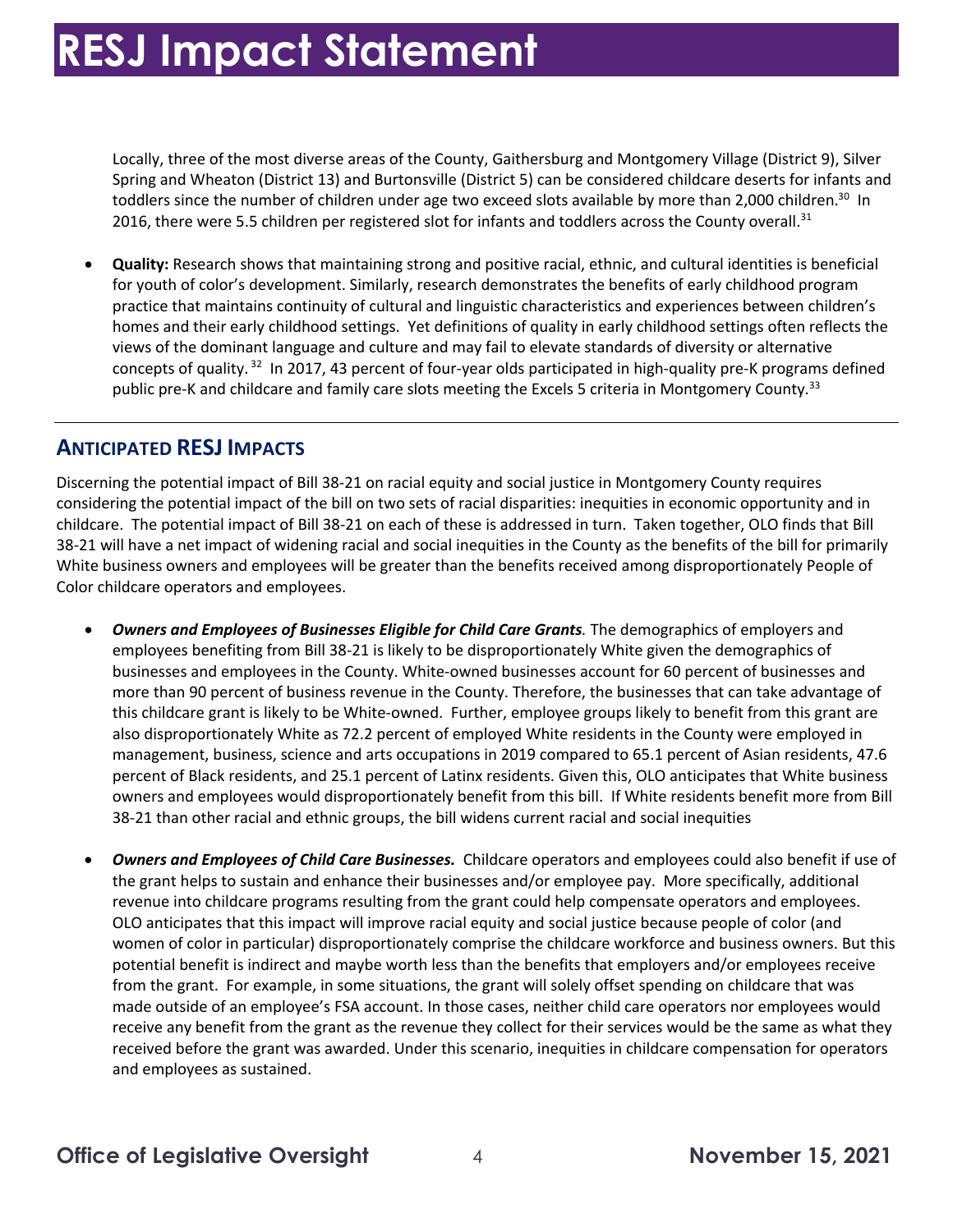Locally, three of the most diverse areas of the County, Gaithersburg and Montgomery Village (District 9), Silver Spring and Wheaton (District 13) and Burtonsville (District 5) can be considered childcare deserts for infants and toddlers since the number of children under age two exceed slots available by more than 2,000 children.[30] In 2016, there were 5.5 children per registered slot for infants and toddlers across the County overall.[31]

- **Quality:** Research shows that maintaining strong and positive racial, ethnic, and cultural identities is beneficial for youth of color's development. Similarly, research demonstrates the benefits of early childhood program practice that maintains continuity of cultural and linguistic characteristics and experiences between children's homes and their early childhood settings. Yet definitions of quality in early childhood settings often reflects the views of the dominant language and culture and may fail to elevate standards of diversity or alternative concepts of quality.[32] In 2017, 43 percent of four-year olds participated in high-quality pre-K programs defined public pre-K and childcare and family care slots meeting the Excels 5 criteria in Montgomery County.[33]

## ANTICIPATED RESJ IMPACTS

Discerning the potential impact of Bill 38-21 on racial equity and social justice in Montgomery County requires considering the potential impact of the bill on two sets of racial disparities: inequities in economic opportunity and in childcare. The potential impact of Bill 38-21 on each of these is addressed in turn. Taken together, OLO finds that Bill 38-21 will have a net impact of widening racial and social inequities in the County as the benefits of the bill for primarily White business owners and employees will be greater than the benefits received among disproportionately People of Color childcare operators and employees.

- ***Owners and Employees of Businesses Eligible for Child Care Grants.*** The demographics of employers and employees benefiting from Bill 38-21 is likely to be disproportionately White given the demographics of businesses and employees in the County. White-owned businesses account for 60 percent of businesses and more than 90 percent of business revenue in the County. Therefore, the businesses that can take advantage of this childcare grant is likely to be White-owned. Further, employee groups likely to benefit from this grant are also disproportionately White as 72.2 percent of employed White residents in the County were employed in management, business, science and arts occupations in 2019 compared to 65.1 percent of Asian residents, 47.6 percent of Black residents, and 25.1 percent of Latinx residents. Given this, OLO anticipates that White business owners and employees would disproportionately benefit from this bill. If White residents benefit more from Bill 38-21 than other racial and ethnic groups, the bill widens current racial and social inequities

- ***Owners and Employees of Child Care Businesses.*** Childcare operators and employees could also benefit if use of the grant helps to sustain and enhance their businesses and/or employee pay. More specifically, additional revenue into childcare programs resulting from the grant could help compensate operators and employees. OLO anticipates that this impact will improve racial equity and social justice because people of color (and women of color in particular) disproportionately comprise the childcare workforce and business owners. But this potential benefit is indirect and maybe worth less than the benefits that employers and/or employees receive from the grant. For example, in some situations, the grant will solely offset spending on childcare that was made outside of an employee's FSA account. In those cases, neither child care operators nor employees would receive any benefit from the grant as the revenue they collect for their services would be the same as what they received before the grant was awarded. Under this scenario, inequities in childcare compensation for operators and employees as sustained.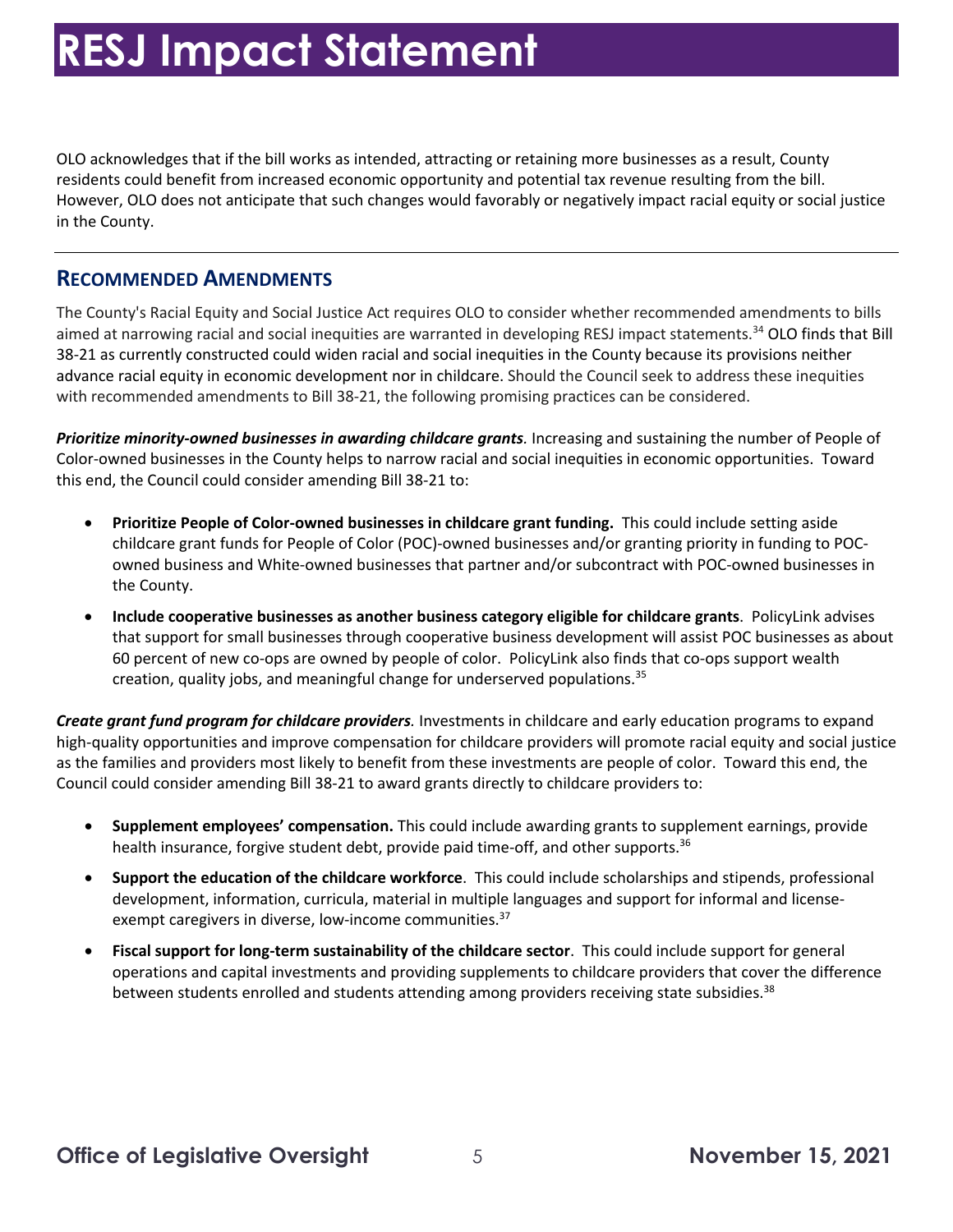# RESJ Impact Statement

OLO acknowledges that if the bill works as intended, attracting or retaining more businesses as a result, County residents could benefit from increased economic opportunity and potential tax revenue resulting from the bill. However, OLO does not anticipate that such changes would favorably or negatively impact racial equity or social justice in the County.

## RECOMMENDED AMENDMENTS

The County's Racial Equity and Social Justice Act requires OLO to consider whether recommended amendments to bills aimed at narrowing racial and social inequities are warranted in developing RESJ impact statements.[34] OLO finds that Bill 38-21 as currently constructed could widen racial and social inequities in the County because its provisions neither advance racial equity in economic development nor in childcare. Should the Council seek to address these inequities with recommended amendments to Bill 38-21, the following promising practices can be considered.

***Prioritize minority-owned businesses in awarding childcare grants.*** Increasing and sustaining the number of People of Color-owned businesses in the County helps to narrow racial and social inequities in economic opportunities. Toward this end, the Council could consider amending Bill 38-21 to:

- **Prioritize People of Color-owned businesses in childcare grant funding.** This could include setting aside childcare grant funds for People of Color (POC)-owned businesses and/or granting priority in funding to POC-owned business and White-owned businesses that partner and/or subcontract with POC-owned businesses in the County.
- **Include cooperative businesses as another business category eligible for childcare grants**. PolicyLink advises that support for small businesses through cooperative business development will assist POC businesses as about 60 percent of new co-ops are owned by people of color. PolicyLink also finds that co-ops support wealth creation, quality jobs, and meaningful change for underserved populations.[35]

***Create grant fund program for childcare providers.*** Investments in childcare and early education programs to expand high-quality opportunities and improve compensation for childcare providers will promote racial equity and social justice as the families and providers most likely to benefit from these investments are people of color. Toward this end, the Council could consider amending Bill 38-21 to award grants directly to childcare providers to:

- **Supplement employees' compensation.** This could include awarding grants to supplement earnings, provide health insurance, forgive student debt, provide paid time-off, and other supports.[36]
- **Support the education of the childcare workforce**. This could include scholarships and stipends, professional development, information, curricula, material in multiple languages and support for informal and license-exempt caregivers in diverse, low-income communities.[37]
- **Fiscal support for long-term sustainability of the childcare sector**. This could include support for general operations and capital investments and providing supplements to childcare providers that cover the difference between students enrolled and students attending among providers receiving state subsidies.[38]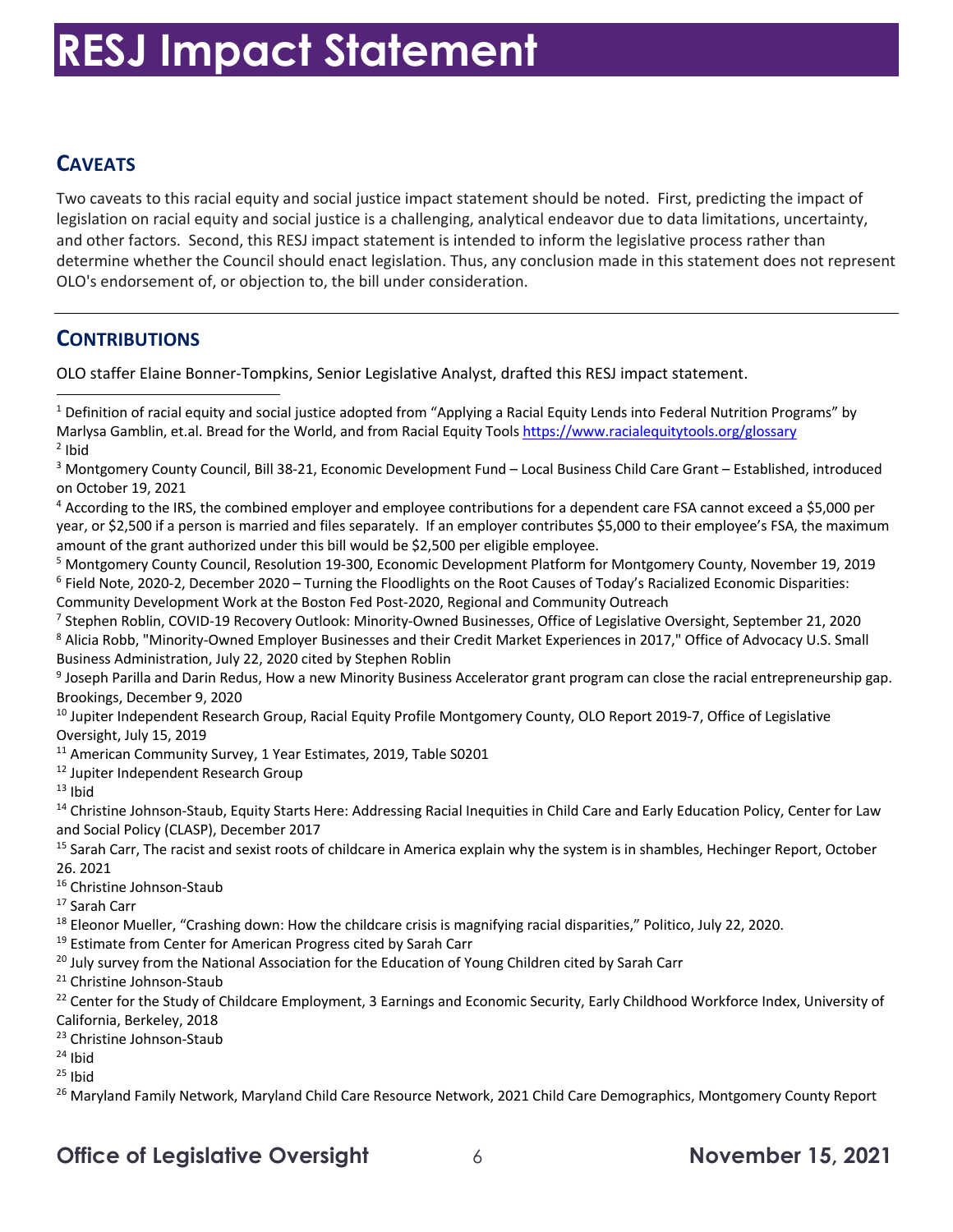# RESJ Impact Statement

## CAVEATS

Two caveats to this racial equity and social justice impact statement should be noted. First, predicting the impact of legislation on racial equity and social justice is a challenging, analytical endeavor due to data limitations, uncertainty, and other factors. Second, this RESJ impact statement is intended to inform the legislative process rather than determine whether the Council should enact legislation. Thus, any conclusion made in this statement does not represent OLO's endorsement of, or objection to, the bill under consideration.

---

## CONTRIBUTIONS

OLO staffer Elaine Bonner-Tompkins, Senior Legislative Analyst, drafted this RESJ impact statement.

---

[1] Definition of racial equity and social justice adopted from "Applying a Racial Equity Lends into Federal Nutrition Programs" by Marlysa Gamblin, et.al. Bread for the World, and from Racial Equity Tools https://www.racialequitytools.org/glossary

[2] Ibid

[3] Montgomery County Council, Bill 38-21, Economic Development Fund – Local Business Child Care Grant – Established, introduced on October 19, 2021

[4] According to the IRS, the combined employer and employee contributions for a dependent care FSA cannot exceed a $5,000 per year, or $2,500 if a person is married and files separately. If an employer contributes $5,000 to their employee's FSA, the maximum amount of the grant authorized under this bill would be $2,500 per eligible employee.

[5] Montgomery County Council, Resolution 19-300, Economic Development Platform for Montgomery County, November 19, 2019

[6] Field Note, 2020-2, December 2020 – Turning the Floodlights on the Root Causes of Today's Racialized Economic Disparities: Community Development Work at the Boston Fed Post-2020, Regional and Community Outreach

[7] Stephen Roblin, COVID-19 Recovery Outlook: Minority-Owned Businesses, Office of Legislative Oversight, September 21, 2020

[8] Alicia Robb, "Minority-Owned Employer Businesses and their Credit Market Experiences in 2017," Office of Advocacy U.S. Small Business Administration, July 22, 2020 cited by Stephen Roblin

[9] Joseph Parilla and Darin Redus, How a new Minority Business Accelerator grant program can close the racial entrepreneurship gap. Brookings, December 9, 2020

[10] Jupiter Independent Research Group, Racial Equity Profile Montgomery County, OLO Report 2019-7, Office of Legislative Oversight, July 15, 2019

[11] American Community Survey, 1 Year Estimates, 2019, Table S0201

[12] Jupiter Independent Research Group

[13] Ibid

[14] Christine Johnson-Staub, Equity Starts Here: Addressing Racial Inequities in Child Care and Early Education Policy, Center for Law and Social Policy (CLASP), December 2017

[15] Sarah Carr, The racist and sexist roots of childcare in America explain why the system is in shambles, Hechinger Report, October 26. 2021

[16] Christine Johnson-Staub

[17] Sarah Carr

[18] Eleonor Mueller, "Crashing down: How the childcare crisis is magnifying racial disparities," Politico, July 22, 2020.

[19] Estimate from Center for American Progress cited by Sarah Carr

[20] July survey from the National Association for the Education of Young Children cited by Sarah Carr

[21] Christine Johnson-Staub

[22] Center for the Study of Childcare Employment, 3 Earnings and Economic Security, Early Childhood Workforce Index, University of California, Berkeley, 2018

[23] Christine Johnson-Staub

[24] Ibid

[25] Ibid

[26] Maryland Family Network, Maryland Child Care Resource Network, 2021 Child Care Demographics, Montgomery County Report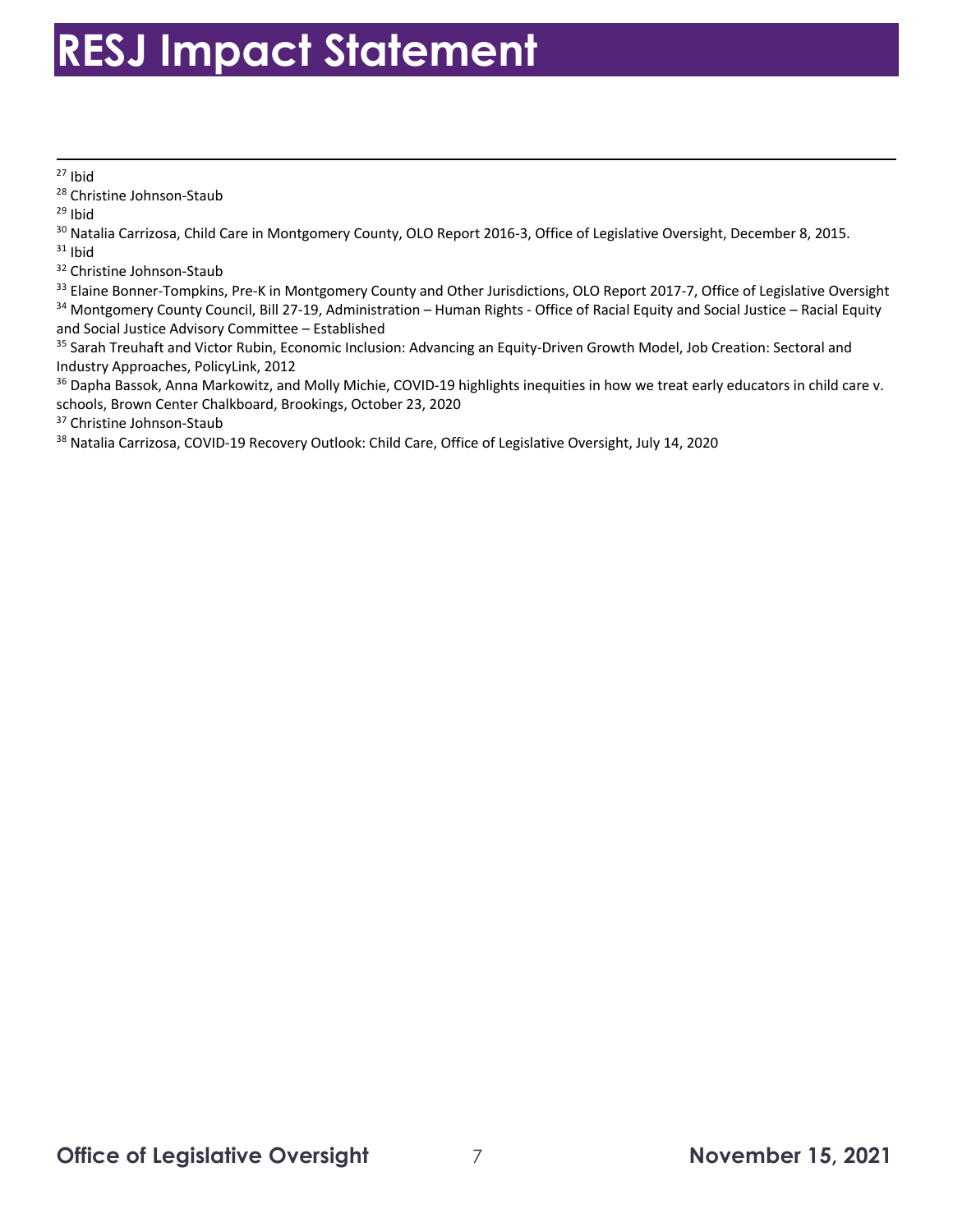[27] Ibid

[28] Christine Johnson-Staub

[29] Ibid

[30] Natalia Carrizosa, Child Care in Montgomery County, OLO Report 2016-3, Office of Legislative Oversight, December 8, 2015.

[31] Ibid

[32] Christine Johnson-Staub

[33] Elaine Bonner-Tompkins, Pre-K in Montgomery County and Other Jurisdictions, OLO Report 2017-7, Office of Legislative Oversight

[34] Montgomery County Council, Bill 27-19, Administration – Human Rights - Office of Racial Equity and Social Justice – Racial Equity and Social Justice Advisory Committee – Established

[35] Sarah Treuhaft and Victor Rubin, Economic Inclusion: Advancing an Equity-Driven Growth Model, Job Creation: Sectoral and Industry Approaches, PolicyLink, 2012

[36] Dapha Bassok, Anna Markowitz, and Molly Michie, COVID-19 highlights inequities in how we treat early educators in child care v. schools, Brown Center Chalkboard, Brookings, October 23, 2020

[37] Christine Johnson-Staub

[38] Natalia Carrizosa, COVID-19 Recovery Outlook: Child Care, Office of Legislative Oversight, July 14, 2020